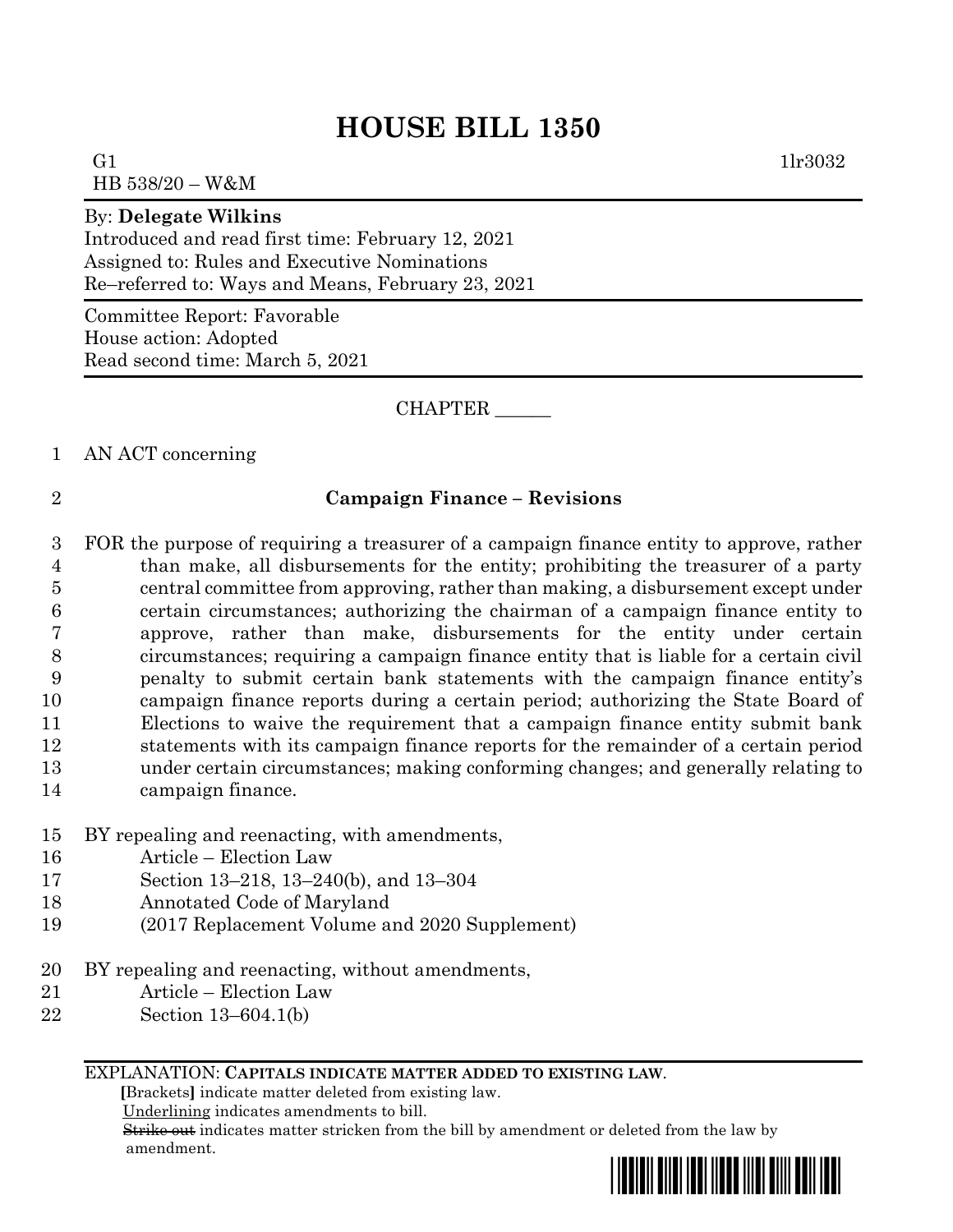# HOUSE BILL 1350

G1 1lr3032
HB 538/20 – W&M

By: **Delegate Wilkins**
Introduced and read first time: February 12, 2021
Assigned to: Rules and Executive Nominations
Re–referred to: Ways and Means, February 23, 2021

Committee Report: Favorable
House action: Adopted
Read second time: March 5, 2021

CHAPTER ______

1 AN ACT concerning

2 **Campaign Finance – Revisions**

3 FOR the purpose of requiring a treasurer of a campaign finance entity to approve, rather
4 than make, all disbursements for the entity; prohibiting the treasurer of a party
5 central committee from approving, rather than making, a disbursement except under
6 certain circumstances; authorizing the chairman of a campaign finance entity to
7 approve, rather than make, disbursements for the entity under certain
8 circumstances; requiring a campaign finance entity that is liable for a certain civil
9 penalty to submit certain bank statements with the campaign finance entity's
10 campaign finance reports during a certain period; authorizing the State Board of
11 Elections to waive the requirement that a campaign finance entity submit bank
12 statements with its campaign finance reports for the remainder of a certain period
13 under certain circumstances; making conforming changes; and generally relating to
14 campaign finance.

15 BY repealing and reenacting, with amendments,
16 Article – Election Law
17 Section 13–218, 13–240(b), and 13–304
18 Annotated Code of Maryland
19 (2017 Replacement Volume and 2020 Supplement)

20 BY repealing and reenacting, without amendments,
21 Article – Election Law
22 Section 13–604.1(b)

EXPLANATION: **CAPITALS INDICATE MATTER ADDED TO EXISTING LAW**.
**[**Brackets**]** indicate matter deleted from existing law.
Underlining indicates amendments to bill.
~~Strike out~~ indicates matter stricken from the bill by amendment or deleted from the law by amendment.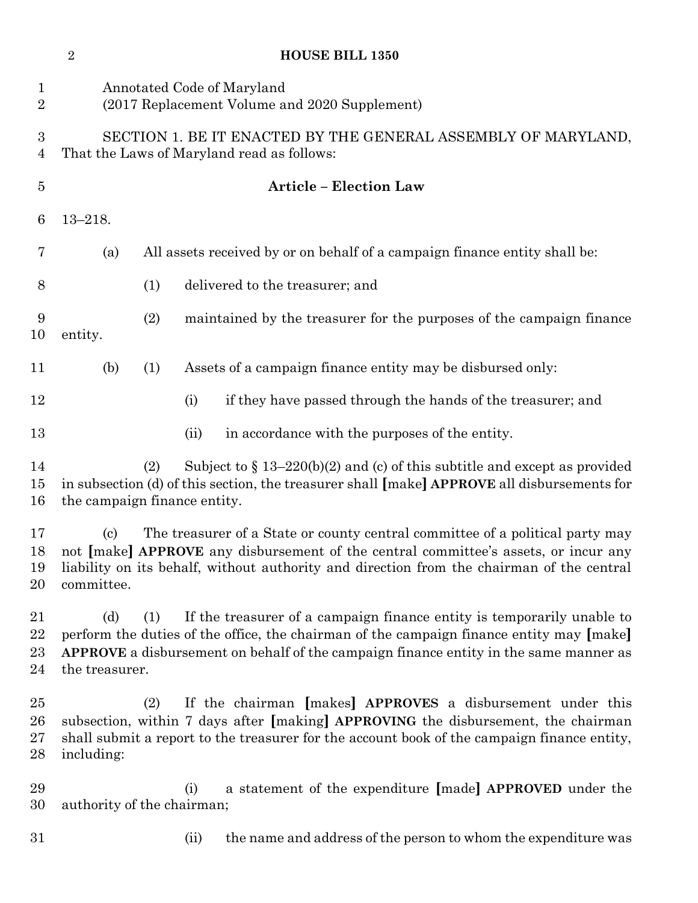Annotated Code of Maryland
(2017 Replacement Volume and 2020 Supplement)

SECTION 1. BE IT ENACTED BY THE GENERAL ASSEMBLY OF MARYLAND, That the Laws of Maryland read as follows:

**Article – Election Law**

13–218.

(a) All assets received by or on behalf of a campaign finance entity shall be:

(1) delivered to the treasurer; and

(2) maintained by the treasurer for the purposes of the campaign finance entity.

(b) (1) Assets of a campaign finance entity may be disbursed only:

(i) if they have passed through the hands of the treasurer; and

(ii) in accordance with the purposes of the entity.

(2) Subject to § 13–220(b)(2) and (c) of this subtitle and except as provided in subsection (d) of this section, the treasurer shall **[**make**]** **APPROVE** all disbursements for the campaign finance entity.

(c) The treasurer of a State or county central committee of a political party may not **[**make**]** **APPROVE** any disbursement of the central committee's assets, or incur any liability on its behalf, without authority and direction from the chairman of the central committee.

(d) (1) If the treasurer of a campaign finance entity is temporarily unable to perform the duties of the office, the chairman of the campaign finance entity may **[**make**]** **APPROVE** a disbursement on behalf of the campaign finance entity in the same manner as the treasurer.

(2) If the chairman **[**makes**]** **APPROVES** a disbursement under this subsection, within 7 days after **[**making**]** **APPROVING** the disbursement, the chairman shall submit a report to the treasurer for the account book of the campaign finance entity, including:

(i) a statement of the expenditure **[**made**]** **APPROVED** under the authority of the chairman;

(ii) the name and address of the person to whom the expenditure was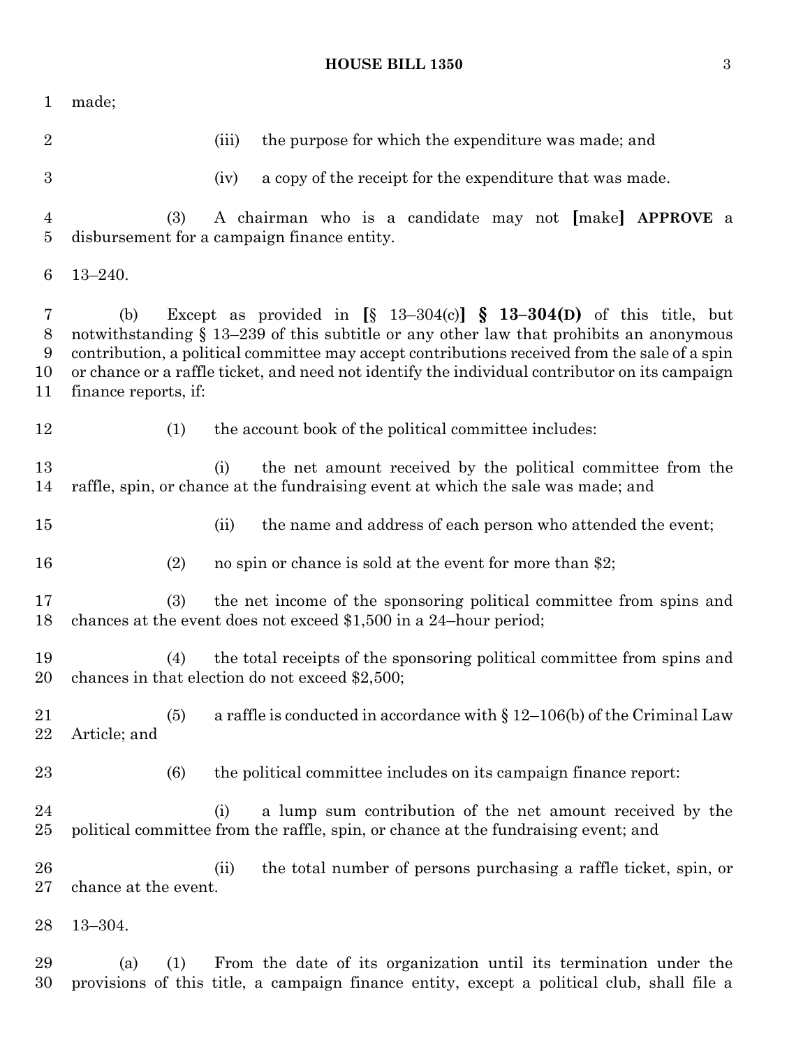made;

(iii) the purpose for which the expenditure was made; and

(iv) a copy of the receipt for the expenditure that was made.

(3) A chairman who is a candidate may not [make] **APPROVE** a disbursement for a campaign finance entity.

13–240.

(b) Except as provided in [§ 13–304(c)] **§ 13–304(D)** of this title, but notwithstanding § 13–239 of this subtitle or any other law that prohibits an anonymous contribution, a political committee may accept contributions received from the sale of a spin or chance or a raffle ticket, and need not identify the individual contributor on its campaign finance reports, if:

(1) the account book of the political committee includes:

(i) the net amount received by the political committee from the raffle, spin, or chance at the fundraising event at which the sale was made; and

(ii) the name and address of each person who attended the event;

(2) no spin or chance is sold at the event for more than $2;

(3) the net income of the sponsoring political committee from spins and chances at the event does not exceed $1,500 in a 24–hour period;

(4) the total receipts of the sponsoring political committee from spins and chances in that election do not exceed $2,500;

(5) a raffle is conducted in accordance with § 12–106(b) of the Criminal Law Article; and

(6) the political committee includes on its campaign finance report:

(i) a lump sum contribution of the net amount received by the political committee from the raffle, spin, or chance at the fundraising event; and

(ii) the total number of persons purchasing a raffle ticket, spin, or chance at the event.

13–304.

(a) (1) From the date of its organization until its termination under the provisions of this title, a campaign finance entity, except a political club, shall file a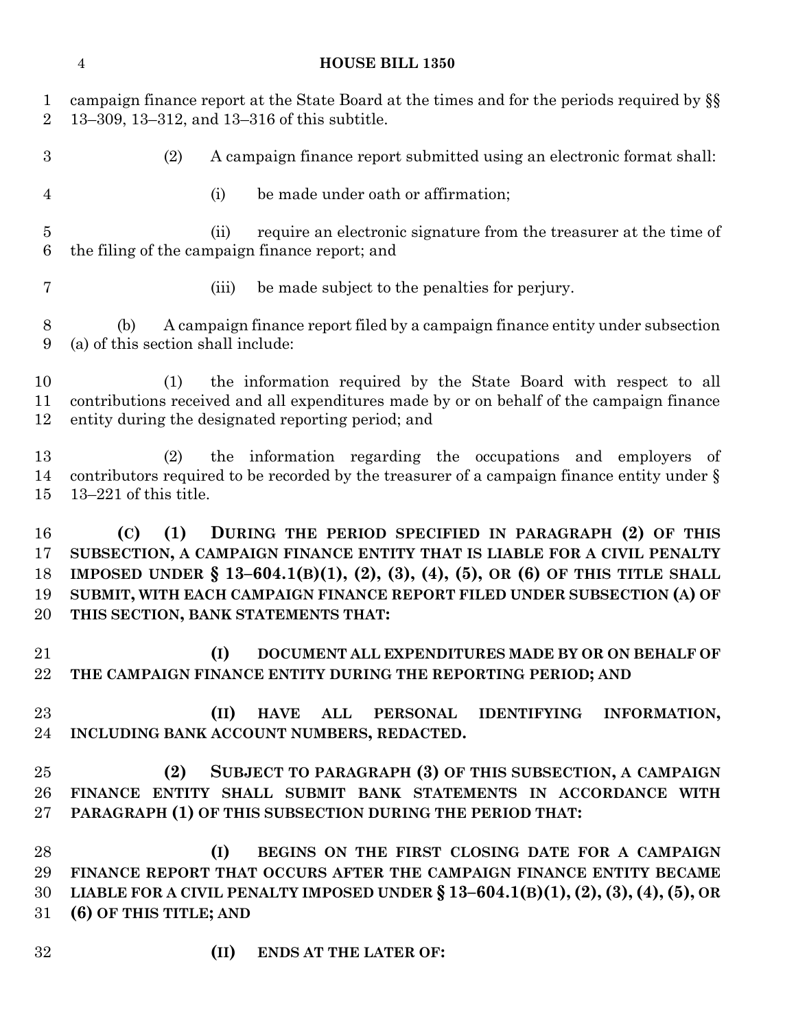campaign finance report at the State Board at the times and for the periods required by §§ 13–309, 13–312, and 13–316 of this subtitle.

(2) A campaign finance report submitted using an electronic format shall:

(i) be made under oath or affirmation;

(ii) require an electronic signature from the treasurer at the time of the filing of the campaign finance report; and

(iii) be made subject to the penalties for perjury.

(b) A campaign finance report filed by a campaign finance entity under subsection (a) of this section shall include:

(1) the information required by the State Board with respect to all contributions received and all expenditures made by or on behalf of the campaign finance entity during the designated reporting period; and

(2) the information regarding the occupations and employers of contributors required to be recorded by the treasurer of a campaign finance entity under § 13–221 of this title.

**(C) (1) DURING THE PERIOD SPECIFIED IN PARAGRAPH (2) OF THIS SUBSECTION, A CAMPAIGN FINANCE ENTITY THAT IS LIABLE FOR A CIVIL PENALTY IMPOSED UNDER § 13–604.1(B)(1), (2), (3), (4), (5), OR (6) OF THIS TITLE SHALL SUBMIT, WITH EACH CAMPAIGN FINANCE REPORT FILED UNDER SUBSECTION (A) OF THIS SECTION, BANK STATEMENTS THAT:**

**(I) DOCUMENT ALL EXPENDITURES MADE BY OR ON BEHALF OF THE CAMPAIGN FINANCE ENTITY DURING THE REPORTING PERIOD; AND**

**(II) HAVE ALL PERSONAL IDENTIFYING INFORMATION, INCLUDING BANK ACCOUNT NUMBERS, REDACTED.**

**(2) SUBJECT TO PARAGRAPH (3) OF THIS SUBSECTION, A CAMPAIGN FINANCE ENTITY SHALL SUBMIT BANK STATEMENTS IN ACCORDANCE WITH PARAGRAPH (1) OF THIS SUBSECTION DURING THE PERIOD THAT:**

**(I) BEGINS ON THE FIRST CLOSING DATE FOR A CAMPAIGN FINANCE REPORT THAT OCCURS AFTER THE CAMPAIGN FINANCE ENTITY BECAME LIABLE FOR A CIVIL PENALTY IMPOSED UNDER § 13–604.1(B)(1), (2), (3), (4), (5), OR (6) OF THIS TITLE; AND**

**(II) ENDS AT THE LATER OF:**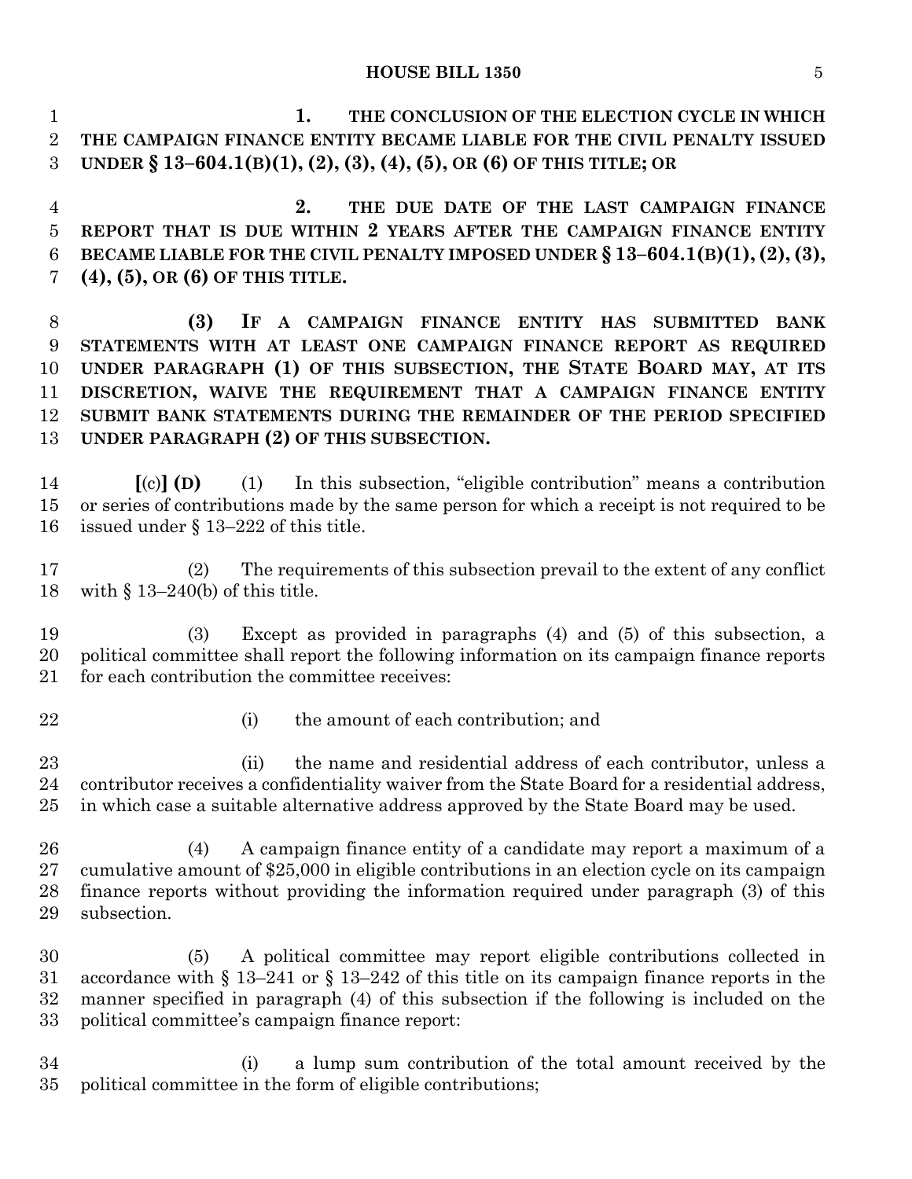**1. THE CONCLUSION OF THE ELECTION CYCLE IN WHICH THE CAMPAIGN FINANCE ENTITY BECAME LIABLE FOR THE CIVIL PENALTY ISSUED UNDER § 13–604.1(B)(1), (2), (3), (4), (5), OR (6) OF THIS TITLE; OR**

**2. THE DUE DATE OF THE LAST CAMPAIGN FINANCE REPORT THAT IS DUE WITHIN 2 YEARS AFTER THE CAMPAIGN FINANCE ENTITY BECAME LIABLE FOR THE CIVIL PENALTY IMPOSED UNDER § 13–604.1(B)(1), (2), (3), (4), (5), OR (6) OF THIS TITLE.**

**(3) IF A CAMPAIGN FINANCE ENTITY HAS SUBMITTED BANK STATEMENTS WITH AT LEAST ONE CAMPAIGN FINANCE REPORT AS REQUIRED UNDER PARAGRAPH (1) OF THIS SUBSECTION, THE STATE BOARD MAY, AT ITS DISCRETION, WAIVE THE REQUIREMENT THAT A CAMPAIGN FINANCE ENTITY SUBMIT BANK STATEMENTS DURING THE REMAINDER OF THE PERIOD SPECIFIED UNDER PARAGRAPH (2) OF THIS SUBSECTION.**

**[**(c)**] (D)** (1) In this subsection, "eligible contribution" means a contribution or series of contributions made by the same person for which a receipt is not required to be issued under § 13–222 of this title.

(2) The requirements of this subsection prevail to the extent of any conflict with § 13–240(b) of this title.

(3) Except as provided in paragraphs (4) and (5) of this subsection, a political committee shall report the following information on its campaign finance reports for each contribution the committee receives:

(i) the amount of each contribution; and

(ii) the name and residential address of each contributor, unless a contributor receives a confidentiality waiver from the State Board for a residential address, in which case a suitable alternative address approved by the State Board may be used.

(4) A campaign finance entity of a candidate may report a maximum of a cumulative amount of $25,000 in eligible contributions in an election cycle on its campaign finance reports without providing the information required under paragraph (3) of this subsection.

(5) A political committee may report eligible contributions collected in accordance with § 13–241 or § 13–242 of this title on its campaign finance reports in the manner specified in paragraph (4) of this subsection if the following is included on the political committee's campaign finance report:

(i) a lump sum contribution of the total amount received by the political committee in the form of eligible contributions;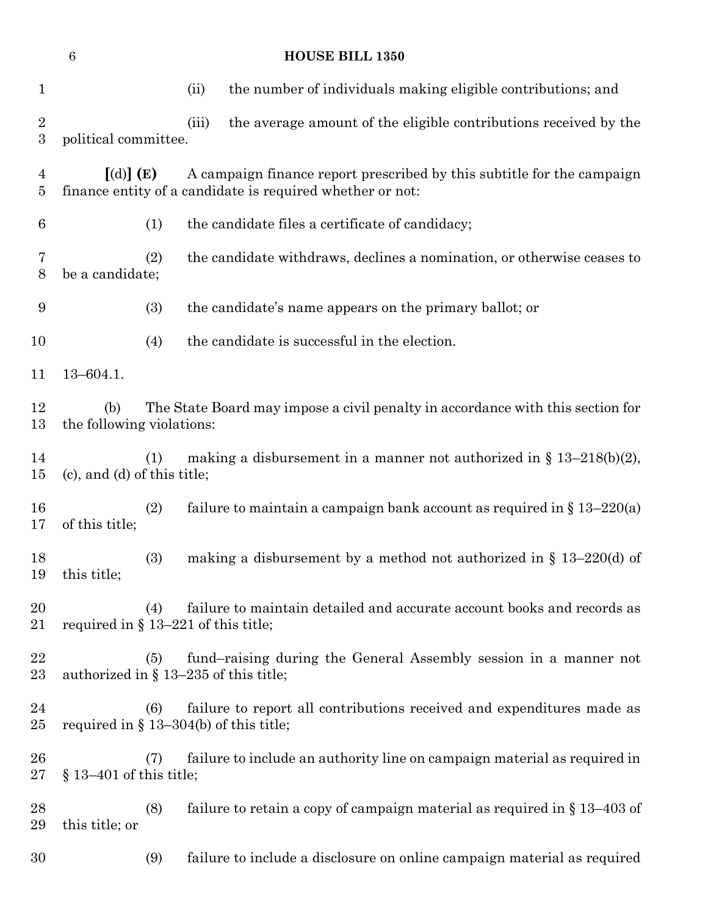(ii) the number of individuals making eligible contributions; and

(iii) the average amount of the eligible contributions received by the political committee.

[(d)] **(E)** A campaign finance report prescribed by this subtitle for the campaign finance entity of a candidate is required whether or not:

(1) the candidate files a certificate of candidacy;

(2) the candidate withdraws, declines a nomination, or otherwise ceases to be a candidate;

(3) the candidate's name appears on the primary ballot; or

(4) the candidate is successful in the election.

13–604.1.

(b) The State Board may impose a civil penalty in accordance with this section for the following violations:

(1) making a disbursement in a manner not authorized in § 13–218(b)(2), (c), and (d) of this title;

(2) failure to maintain a campaign bank account as required in § 13–220(a) of this title;

(3) making a disbursement by a method not authorized in § 13–220(d) of this title;

(4) failure to maintain detailed and accurate account books and records as required in § 13–221 of this title;

(5) fund–raising during the General Assembly session in a manner not authorized in § 13–235 of this title;

(6) failure to report all contributions received and expenditures made as required in § 13–304(b) of this title;

(7) failure to include an authority line on campaign material as required in § 13–401 of this title;

(8) failure to retain a copy of campaign material as required in § 13–403 of this title; or

(9) failure to include a disclosure on online campaign material as required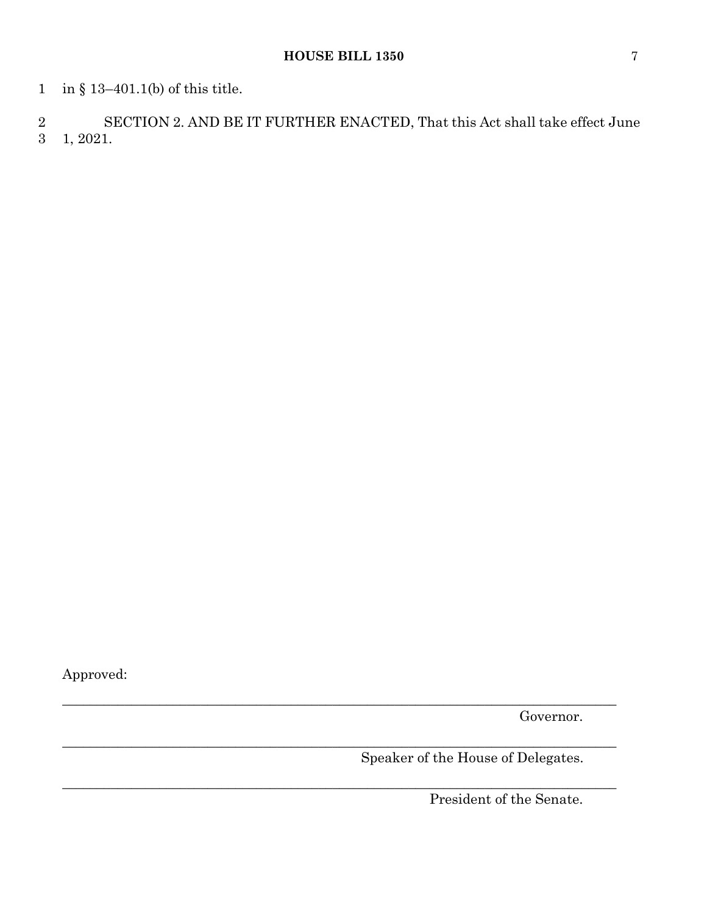in § 13–401.1(b) of this title.

SECTION 2. AND BE IT FURTHER ENACTED, That this Act shall take effect June 1, 2021.

Approved:

________________________________________________________________________________
Governor.

________________________________________________________________________________
Speaker of the House of Delegates.

________________________________________________________________________________
President of the Senate.